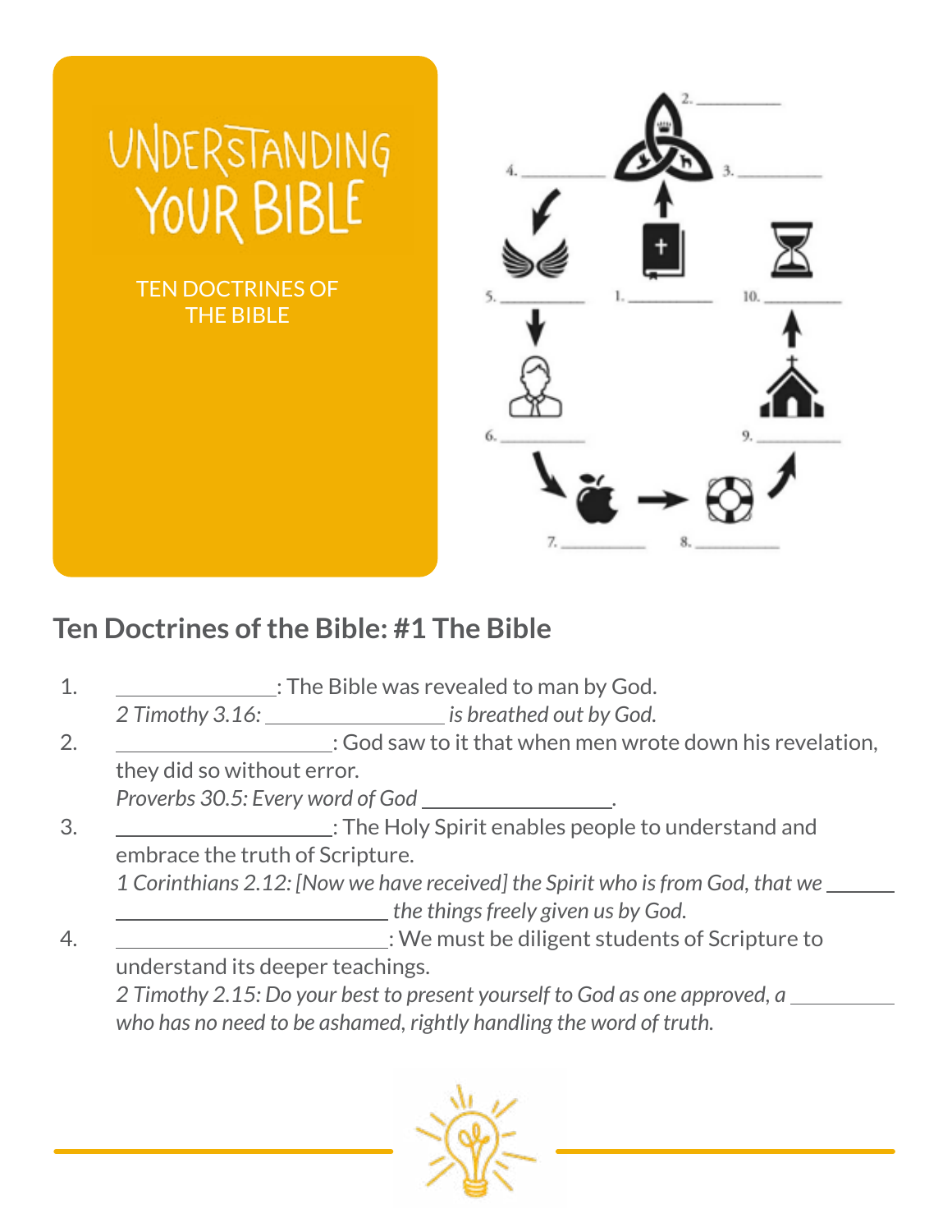# UNDERSTANDING YOUR BIBLE

TEN DOCTRINES OF THE BIBLE

2. ________

4. ________

3. ________

5. ________

1. ________

10. ________

6. ________

9. ________

7. ________

8. ________

## Ten Doctrines of the Bible: #1 The Bible

1. ______________: The Bible was revealed to man by God.
   *2 Timothy 3.16: ________________ is breathed out by God.*
2. __________________: God saw to it that when men wrote down his revelation, they did so without error.
   *Proverbs 30.5: Every word of God ________________.*
3. __________________: The Holy Spirit enables people to understand and embrace the truth of Scripture.
   *1 Corinthians 2.12: [Now we have received] the Spirit who is from God, that we ______ ________________________ the things freely given us by God.*
4. ________________________: We must be diligent students of Scripture to understand its deeper teachings.
   *2 Timothy 2.15: Do your best to present yourself to God as one approved, a __________ who has no need to be ashamed, rightly handling the word of truth.*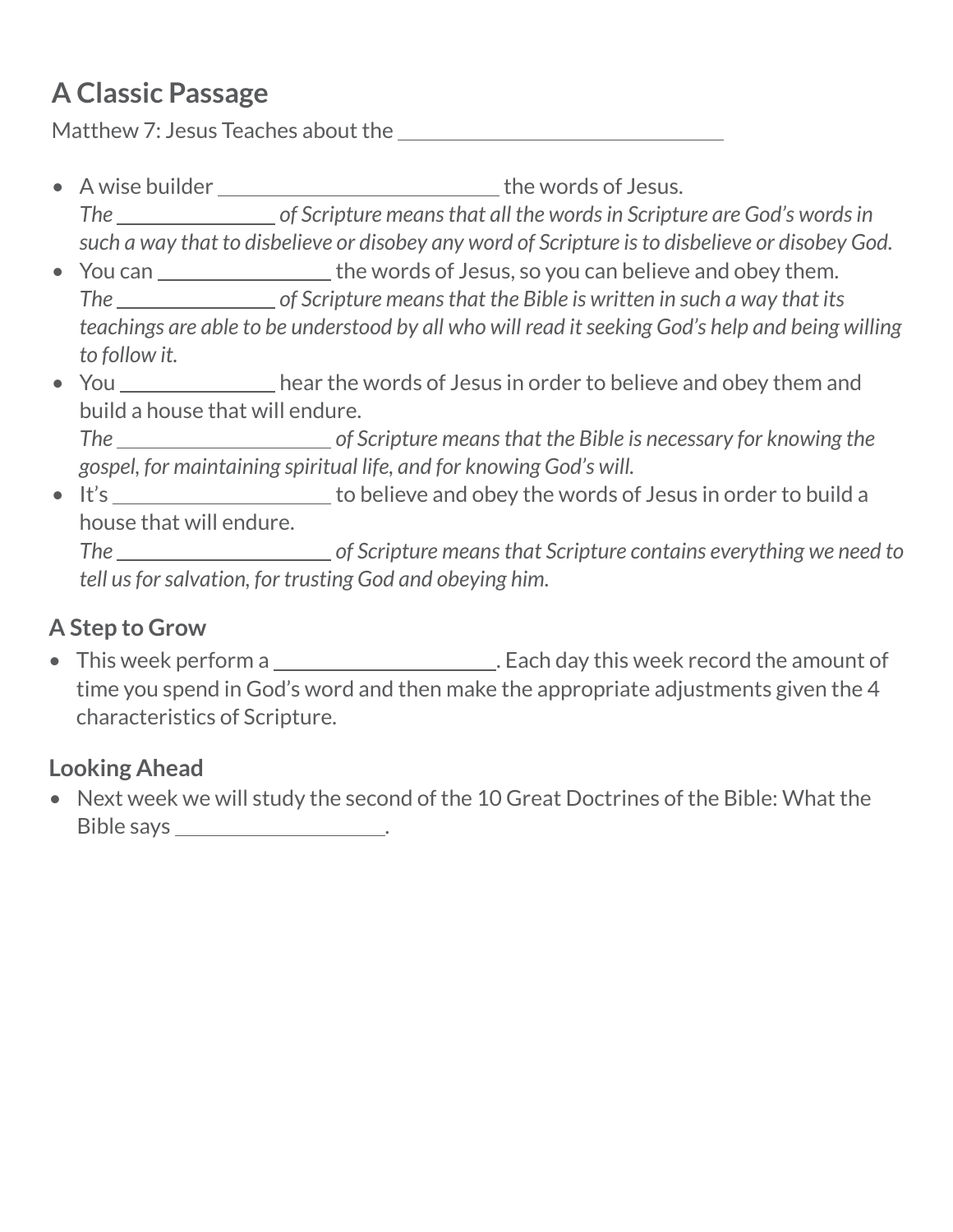## A Classic Passage

Matthew 7: Jesus Teaches about the ______________________________

- A wise builder _________________________ the words of Jesus.
  *The ______________ of Scripture means that all the words in Scripture are God's words in such a way that to disbelieve or disobey any word of Scripture is to disbelieve or disobey God.*
- You can ________________ the words of Jesus, so you can believe and obey them.
  *The ______________ of Scripture means that the Bible is written in such a way that its teachings are able to be understood by all who will read it seeking God's help and being willing to follow it.*
- You ______________ hear the words of Jesus in order to believe and obey them and build a house that will endure.
  *The ____________________ of Scripture means that the Bible is necessary for knowing the gospel, for maintaining spiritual life, and for knowing God's will.*
- It's ____________________ to believe and obey the words of Jesus in order to build a house that will endure.
  *The ____________________ of Scripture means that Scripture contains everything we need to tell us for salvation, for trusting God and obeying him.*

### A Step to Grow

- This week perform a ____________________. Each day this week record the amount of time you spend in God's word and then make the appropriate adjustments given the 4 characteristics of Scripture.

### Looking Ahead

- Next week we will study the second of the 10 Great Doctrines of the Bible: What the Bible says ___________________.